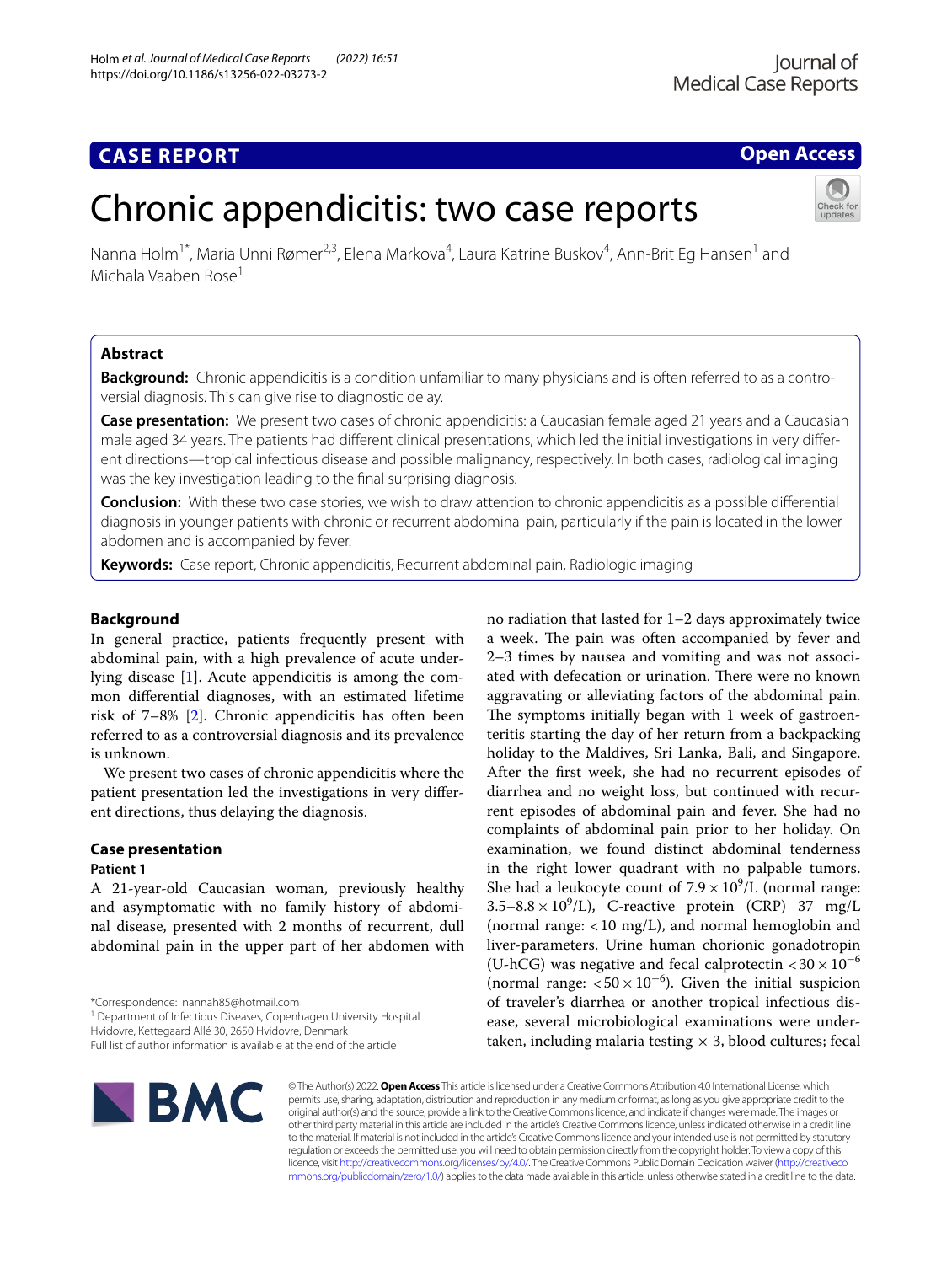# CASE REPORT

**Open Access**

# Chronic appendicitis: two case reports

Nanna Holm[1*], Maria Unni Rømer[2,3], Elena Markova[4], Laura Katrine Buskov[4], Ann-Brit Eg Hansen[1] and Michala Vaaben Rose[1]

## Abstract

**Background:** Chronic appendicitis is a condition unfamiliar to many physicians and is often referred to as a controversial diagnosis. This can give rise to diagnostic delay.

**Case presentation:** We present two cases of chronic appendicitis: a Caucasian female aged 21 years and a Caucasian male aged 34 years. The patients had different clinical presentations, which led the initial investigations in very different directions—tropical infectious disease and possible malignancy, respectively. In both cases, radiological imaging was the key investigation leading to the final surprising diagnosis.

**Conclusion:** With these two case stories, we wish to draw attention to chronic appendicitis as a possible differential diagnosis in younger patients with chronic or recurrent abdominal pain, particularly if the pain is located in the lower abdomen and is accompanied by fever.

**Keywords:** Case report, Chronic appendicitis, Recurrent abdominal pain, Radiologic imaging

## Background

In general practice, patients frequently present with abdominal pain, with a high prevalence of acute underlying disease [1]. Acute appendicitis is among the common differential diagnoses, with an estimated lifetime risk of 7–8% [2]. Chronic appendicitis has often been referred to as a controversial diagnosis and its prevalence is unknown.

We present two cases of chronic appendicitis where the patient presentation led the investigations in very different directions, thus delaying the diagnosis.

## Case presentation

### Patient 1

A 21-year-old Caucasian woman, previously healthy and asymptomatic with no family history of abdominal disease, presented with 2 months of recurrent, dull abdominal pain in the upper part of her abdomen with no radiation that lasted for 1–2 days approximately twice a week. The pain was often accompanied by fever and 2–3 times by nausea and vomiting and was not associated with defecation or urination. There were no known aggravating or alleviating factors of the abdominal pain. The symptoms initially began with 1 week of gastroenteritis starting the day of her return from a backpacking holiday to the Maldives, Sri Lanka, Bali, and Singapore. After the first week, she had no recurrent episodes of diarrhea and no weight loss, but continued with recurrent episodes of abdominal pain and fever. She had no complaints of abdominal pain prior to her holiday. On examination, we found distinct abdominal tenderness in the right lower quadrant with no palpable tumors. She had a leukocyte count of $7.9 \times 10^9$/L (normal range: $3.5–8.8 \times 10^9$/L), C-reactive protein (CRP) 37 mg/L (normal range: < 10 mg/L), and normal hemoglobin and liver-parameters. Urine human chorionic gonadotropin (U-hCG) was negative and fecal calprotectin $< 30 \times 10^{-6}$ (normal range: $< 50 \times 10^{-6}$). Given the initial suspicion of traveler's diarrhea or another tropical infectious disease, several microbiological examinations were undertaken, including malaria testing × 3, blood cultures; fecal

*Correspondence: nannah85@hotmail.com
[1] Department of Infectious Diseases, Copenhagen University Hospital Hvidovre, Kettegaard Allé 30, 2650 Hvidovre, Denmark
Full list of author information is available at the end of the article

© The Author(s) 2022. **Open Access** This article is licensed under a Creative Commons Attribution 4.0 International License, which permits use, sharing, adaptation, distribution and reproduction in any medium or format, as long as you give appropriate credit to the original author(s) and the source, provide a link to the Creative Commons licence, and indicate if changes were made. The images or other third party material in this article are included in the article's Creative Commons licence, unless indicated otherwise in a credit line to the material. If material is not included in the article's Creative Commons licence and your intended use is not permitted by statutory regulation or exceeds the permitted use, you will need to obtain permission directly from the copyright holder. To view a copy of this licence, visit http://creativecommons.org/licenses/by/4.0/. The Creative Commons Public Domain Dedication waiver (http://creativecommons.org/publicdomain/zero/1.0/) applies to the data made available in this article, unless otherwise stated in a credit line to the data.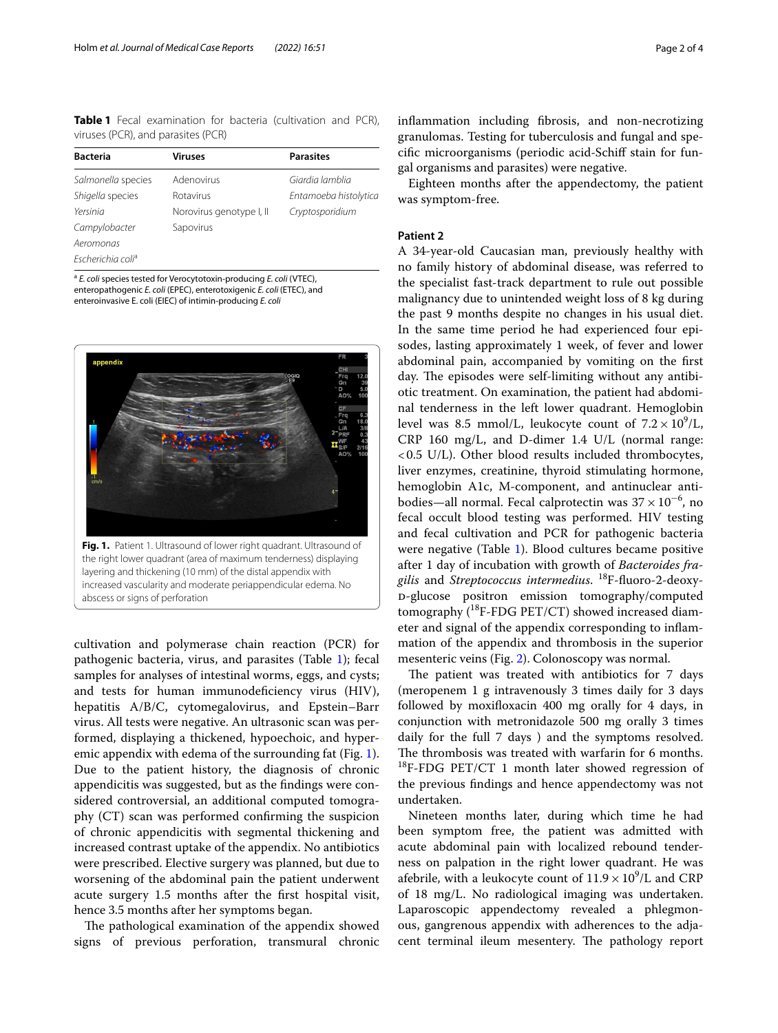**Table 1** Fecal examination for bacteria (cultivation and PCR), viruses (PCR), and parasites (PCR)

| Bacteria | Viruses | Parasites |
|---|---|---|
| *Salmonella* species | Adenovirus | *Giardia lamblia* |
| *Shigella* species | Rotavirus | *Entamoeba histolytica* |
| *Yersinia* | Norovirus genotype I, II | *Cryptosporidium* |
| *Campylobacter* | Sapovirus | |
| *Aeromonas* | | |
| *Escherichia coli*[a] | | |

[a] *E. coli* species tested for Verocytotoxin-producing *E. coli* (VTEC), enteropathogenic *E. coli* (EPEC), enterotoxigenic *E. coli* (ETEC), and enteroinvasive E. coli (EIEC) of intimin-producing *E. coli*

**Fig. 1.** Patient 1. Ultrasound of lower right quadrant. Ultrasound of the right lower quadrant (area of maximum tenderness) displaying layering and thickening (10 mm) of the distal appendix with increased vascularity and moderate periappendicular edema. No abscess or signs of perforation

cultivation and polymerase chain reaction (PCR) for pathogenic bacteria, virus, and parasites (Table 1); fecal samples for analyses of intestinal worms, eggs, and cysts; and tests for human immunodeficiency virus (HIV), hepatitis A/B/C, cytomegalovirus, and Epstein–Barr virus. All tests were negative. An ultrasonic scan was performed, displaying a thickened, hypoechoic, and hyperemic appendix with edema of the surrounding fat (Fig. 1). Due to the patient history, the diagnosis of chronic appendicitis was suggested, but as the findings were considered controversial, an additional computed tomography (CT) scan was performed confirming the suspicion of chronic appendicitis with segmental thickening and increased contrast uptake of the appendix. No antibiotics were prescribed. Elective surgery was planned, but due to worsening of the abdominal pain the patient underwent acute surgery 1.5 months after the first hospital visit, hence 3.5 months after her symptoms began.

The pathological examination of the appendix showed signs of previous perforation, transmural chronic inflammation including fibrosis, and non-necrotizing granulomas. Testing for tuberculosis and fungal and specific microorganisms (periodic acid-Schiff stain for fungal organisms and parasites) were negative.

Eighteen months after the appendectomy, the patient was symptom-free.

### Patient 2

A 34-year-old Caucasian man, previously healthy with no family history of abdominal disease, was referred to the specialist fast-track department to rule out possible malignancy due to unintended weight loss of 8 kg during the past 9 months despite no changes in his usual diet. In the same time period he had experienced four episodes, lasting approximately 1 week, of fever and lower abdominal pain, accompanied by vomiting on the first day. The episodes were self-limiting without any antibiotic treatment. On examination, the patient had abdominal tenderness in the left lower quadrant. Hemoglobin level was 8.5 mmol/L, leukocyte count of $7.2 \times 10^9$/L, CRP 160 mg/L, and D-dimer 1.4 U/L (normal range: <0.5 U/L). Other blood results included thrombocytes, liver enzymes, creatinine, thyroid stimulating hormone, hemoglobin A1c, M-component, and antinuclear antibodies—all normal. Fecal calprotectin was $37 \times 10^{-6}$, no fecal occult blood testing was performed. HIV testing and fecal cultivation and PCR for pathogenic bacteria were negative (Table 1). Blood cultures became positive after 1 day of incubation with growth of *Bacteroides fragilis* and *Streptococcus intermedius*. $^{18}$F-fluoro-2-deoxy-D-glucose positron emission tomography/computed tomography ($^{18}$F-FDG PET/CT) showed increased diameter and signal of the appendix corresponding to inflammation of the appendix and thrombosis in the superior mesenteric veins (Fig. 2). Colonoscopy was normal.

The patient was treated with antibiotics for 7 days (meropenem 1 g intravenously 3 times daily for 3 days followed by moxifloxacin 400 mg orally for 4 days, in conjunction with metronidazole 500 mg orally 3 times daily for the full 7 days ) and the symptoms resolved. The thrombosis was treated with warfarin for 6 months. $^{18}$F-FDG PET/CT 1 month later showed regression of the previous findings and hence appendectomy was not undertaken.

Nineteen months later, during which time he had been symptom free, the patient was admitted with acute abdominal pain with localized rebound tenderness on palpation in the right lower quadrant. He was afebrile, with a leukocyte count of $11.9 \times 10^9$/L and CRP of 18 mg/L. No radiological imaging was undertaken. Laparoscopic appendectomy revealed a phlegmonous, gangrenous appendix with adherences to the adjacent terminal ileum mesentery. The pathology report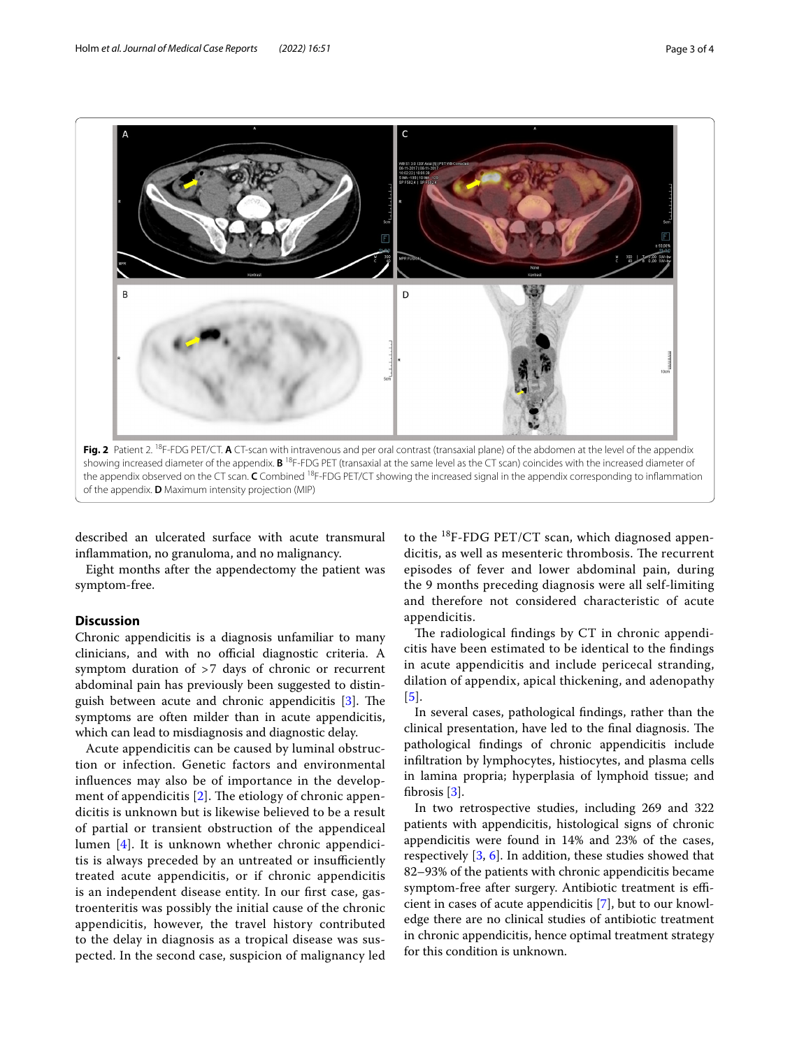Fig. 2 Patient 2. $^{18}$F-FDG PET/CT. **A** CT-scan with intravenous and per oral contrast (transaxial plane) of the abdomen at the level of the appendix showing increased diameter of the appendix. **B** $^{18}$F-FDG PET (transaxial at the same level as the CT scan) coincides with the increased diameter of the appendix observed on the CT scan. **C** Combined $^{18}$F-FDG PET/CT showing the increased signal in the appendix corresponding to inflammation of the appendix. **D** Maximum intensity projection (MIP)

described an ulcerated surface with acute transmural inflammation, no granuloma, and no malignancy.

Eight months after the appendectomy the patient was symptom-free.

## Discussion

Chronic appendicitis is a diagnosis unfamiliar to many clinicians, and with no official diagnostic criteria. A symptom duration of >7 days of chronic or recurrent abdominal pain has previously been suggested to distinguish between acute and chronic appendicitis [3]. The symptoms are often milder than in acute appendicitis, which can lead to misdiagnosis and diagnostic delay.

Acute appendicitis can be caused by luminal obstruction or infection. Genetic factors and environmental influences may also be of importance in the development of appendicitis [2]. The etiology of chronic appendicitis is unknown but is likewise believed to be a result of partial or transient obstruction of the appendiceal lumen [4]. It is unknown whether chronic appendicitis is always preceded by an untreated or insufficiently treated acute appendicitis, or if chronic appendicitis is an independent disease entity. In our first case, gastroenteritis was possibly the initial cause of the chronic appendicitis, however, the travel history contributed to the delay in diagnosis as a tropical disease was suspected. In the second case, suspicion of malignancy led to the $^{18}$F-FDG PET/CT scan, which diagnosed appendicitis, as well as mesenteric thrombosis. The recurrent episodes of fever and lower abdominal pain, during the 9 months preceding diagnosis were all self-limiting and therefore not considered characteristic of acute appendicitis.

The radiological findings by CT in chronic appendicitis have been estimated to be identical to the findings in acute appendicitis and include pericecal stranding, dilation of appendix, apical thickening, and adenopathy [5].

In several cases, pathological findings, rather than the clinical presentation, have led to the final diagnosis. The pathological findings of chronic appendicitis include infiltration by lymphocytes, histiocytes, and plasma cells in lamina propria; hyperplasia of lymphoid tissue; and fibrosis [3].

In two retrospective studies, including 269 and 322 patients with appendicitis, histological signs of chronic appendicitis were found in 14% and 23% of the cases, respectively [3, 6]. In addition, these studies showed that 82–93% of the patients with chronic appendicitis became symptom-free after surgery. Antibiotic treatment is efficient in cases of acute appendicitis [7], but to our knowledge there are no clinical studies of antibiotic treatment in chronic appendicitis, hence optimal treatment strategy for this condition is unknown.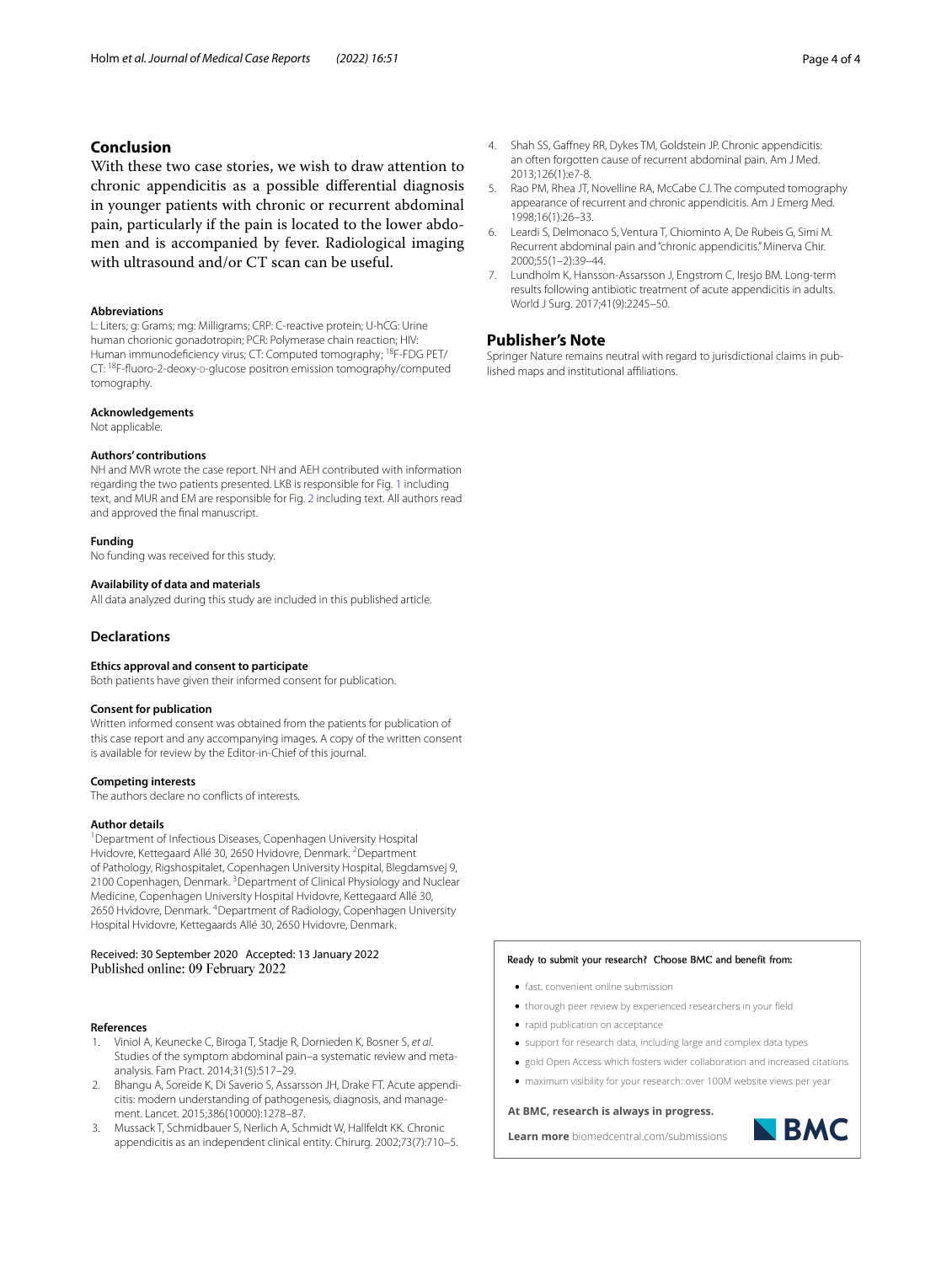## Conclusion

With these two case stories, we wish to draw attention to chronic appendicitis as a possible differential diagnosis in younger patients with chronic or recurrent abdominal pain, particularly if the pain is located to the lower abdomen and is accompanied by fever. Radiological imaging with ultrasound and/or CT scan can be useful.

#### Abbreviations

L: Liters; g: Grams; mg: Milligrams; CRP: C-reactive protein; U-hCG: Urine human chorionic gonadotropin; PCR: Polymerase chain reaction; HIV: Human immunodeficiency virus; CT: Computed tomography; $^{18}$F-FDG PET/CT: $^{18}$F-fluoro-2-deoxy-D-glucose positron emission tomography/computed tomography.

#### Acknowledgements

Not applicable.

#### Authors' contributions

NH and MVR wrote the case report. NH and AEH contributed with information regarding the two patients presented. LKB is responsible for Fig. 1 including text, and MUR and EM are responsible for Fig. 2 including text. All authors read and approved the final manuscript.

#### Funding

No funding was received for this study.

#### Availability of data and materials

All data analyzed during this study are included in this published article.

## Declarations

#### Ethics approval and consent to participate

Both patients have given their informed consent for publication.

#### Consent for publication

Written informed consent was obtained from the patients for publication of this case report and any accompanying images. A copy of the written consent is available for review by the Editor-in-Chief of this journal.

#### Competing interests

The authors declare no conflicts of interests.

#### Author details

[1]Department of Infectious Diseases, Copenhagen University Hospital Hvidovre, Kettegaard Allé 30, 2650 Hvidovre, Denmark. [2]Department of Pathology, Rigshospitalet, Copenhagen University Hospital, Blegdamsvej 9, 2100 Copenhagen, Denmark. [3]Department of Clinical Physiology and Nuclear Medicine, Copenhagen University Hospital Hvidovre, Kettegaard Allé 30, 2650 Hvidovre, Denmark. [4]Department of Radiology, Copenhagen University Hospital Hvidovre, Kettegaards Allé 30, 2650 Hvidovre, Denmark.

Received: 30 September 2020 Accepted: 13 January 2022
Published online: 09 February 2022

#### References

1. Viniol A, Keunecke C, Biroga T, Stadje R, Dornieden K, Bosner S, *et al.* Studies of the symptom abdominal pain–a systematic review and meta-analysis. Fam Pract. 2014;31(5):517–29.
2. Bhangu A, Soreide K, Di Saverio S, Assarsson JH, Drake FT. Acute appendicitis: modern understanding of pathogenesis, diagnosis, and management. Lancet. 2015;386(10000):1278–87.
3. Mussack T, Schmidbauer S, Nerlich A, Schmidt W, Hallfeldt KK. Chronic appendicitis as an independent clinical entity. Chirurg. 2002;73(7):710–5.
4. Shah SS, Gaffney RR, Dykes TM, Goldstein JP. Chronic appendicitis: an often forgotten cause of recurrent abdominal pain. Am J Med. 2013;126(1):e7-8.
5. Rao PM, Rhea JT, Novelline RA, McCabe CJ. The computed tomography appearance of recurrent and chronic appendicitis. Am J Emerg Med. 1998;16(1):26–33.
6. Leardi S, Delmonaco S, Ventura T, Chiominto A, De Rubeis G, Simi M. Recurrent abdominal pain and "chronic appendicitis." Minerva Chir. 2000;55(1–2):39–44.
7. Lundholm K, Hansson-Assarsson J, Engstrom C, Iresjo BM. Long-term results following antibiotic treatment of acute appendicitis in adults. World J Surg. 2017;41(9):2245–50.

## Publisher's Note

Springer Nature remains neutral with regard to jurisdictional claims in published maps and institutional affiliations.

Ready to submit your research? Choose BMC and benefit from:

- fast, convenient online submission
- thorough peer review by experienced researchers in your field
- rapid publication on acceptance
- support for research data, including large and complex data types
- gold Open Access which fosters wider collaboration and increased citations
- maximum visibility for your research: over 100M website views per year

**At BMC, research is always in progress.**

**Learn more** biomedcentral.com/submissions

BMC